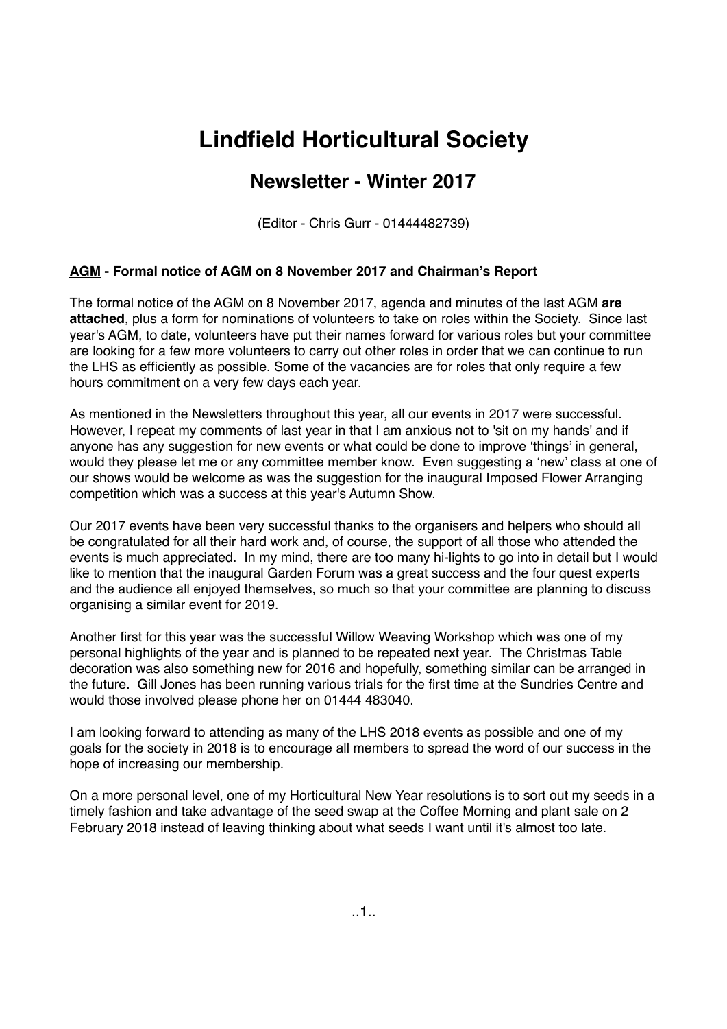# Lindfield Horticultural Society

## Newsletter - Winter 2017

(Editor - Chris Gurr - 01444482739)

**<u>AGM</u> - Formal notice of AGM on 8 November 2017 and Chairman's Report**

The formal notice of the AGM on 8 November 2017, agenda and minutes of the last AGM **are attached**, plus a form for nominations of volunteers to take on roles within the Society. Since last year's AGM, to date, volunteers have put their names forward for various roles but your committee are looking for a few more volunteers to carry out other roles in order that we can continue to run the LHS as efficiently as possible. Some of the vacancies are for roles that only require a few hours commitment on a very few days each year.

As mentioned in the Newsletters throughout this year, all our events in 2017 were successful. However, I repeat my comments of last year in that I am anxious not to 'sit on my hands' and if anyone has any suggestion for new events or what could be done to improve 'things' in general, would they please let me or any committee member know. Even suggesting a 'new' class at one of our shows would be welcome as was the suggestion for the inaugural Imposed Flower Arranging competition which was a success at this year's Autumn Show.

Our 2017 events have been very successful thanks to the organisers and helpers who should all be congratulated for all their hard work and, of course, the support of all those who attended the events is much appreciated. In my mind, there are too many hi-lights to go into in detail but I would like to mention that the inaugural Garden Forum was a great success and the four quest experts and the audience all enjoyed themselves, so much so that your committee are planning to discuss organising a similar event for 2019.

Another first for this year was the successful Willow Weaving Workshop which was one of my personal highlights of the year and is planned to be repeated next year. The Christmas Table decoration was also something new for 2016 and hopefully, something similar can be arranged in the future. Gill Jones has been running various trials for the first time at the Sundries Centre and would those involved please phone her on 01444 483040.

I am looking forward to attending as many of the LHS 2018 events as possible and one of my goals for the society in 2018 is to encourage all members to spread the word of our success in the hope of increasing our membership.

On a more personal level, one of my Horticultural New Year resolutions is to sort out my seeds in a timely fashion and take advantage of the seed swap at the Coffee Morning and plant sale on 2 February 2018 instead of leaving thinking about what seeds I want until it's almost too late.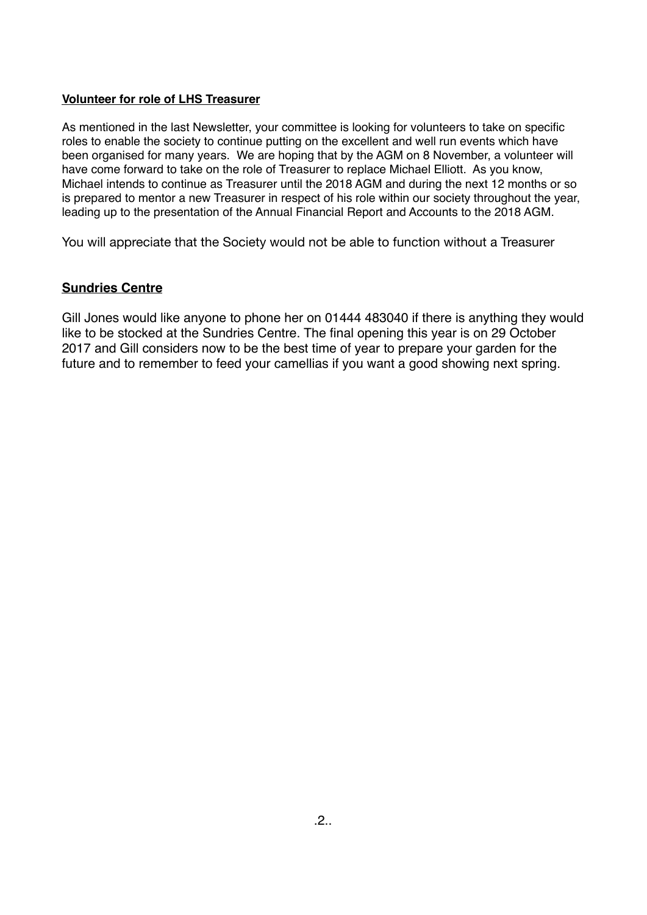**Volunteer for role of LHS Treasurer**

As mentioned in the last Newsletter, your committee is looking for volunteers to take on specific roles to enable the society to continue putting on the excellent and well run events which have been organised for many years. We are hoping that by the AGM on 8 November, a volunteer will have come forward to take on the role of Treasurer to replace Michael Elliott. As you know, Michael intends to continue as Treasurer until the 2018 AGM and during the next 12 months or so is prepared to mentor a new Treasurer in respect of his role within our society throughout the year, leading up to the presentation of the Annual Financial Report and Accounts to the 2018 AGM.

You will appreciate that the Society would not be able to function without a Treasurer

## Sundries Centre

Gill Jones would like anyone to phone her on 01444 483040 if there is anything they would like to be stocked at the Sundries Centre. The final opening this year is on 29 October 2017 and Gill considers now to be the best time of year to prepare your garden for the future and to remember to feed your camellias if you want a good showing next spring.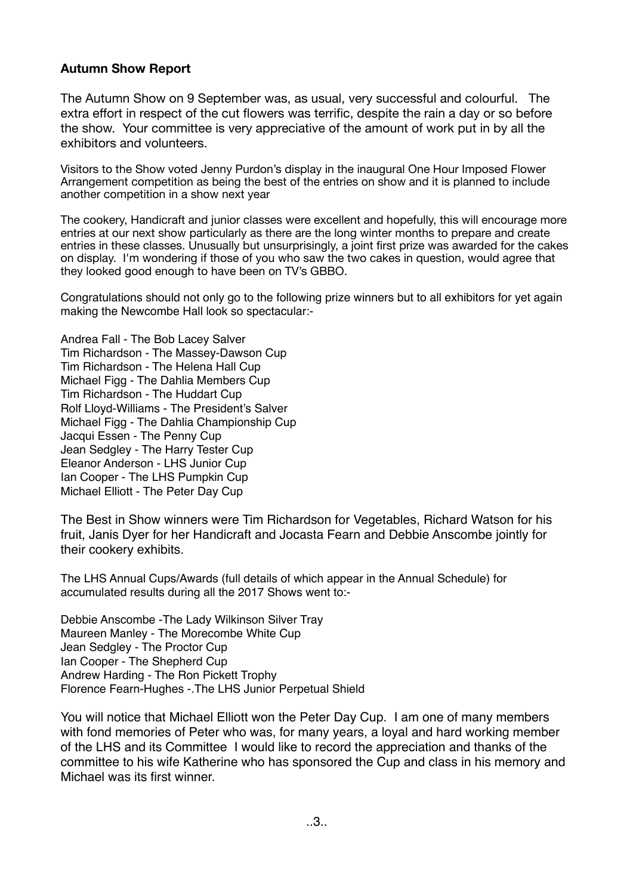**Autumn Show Report**

The Autumn Show on 9 September was, as usual, very successful and colourful. The extra effort in respect of the cut flowers was terrific, despite the rain a day or so before the show. Your committee is very appreciative of the amount of work put in by all the exhibitors and volunteers.

Visitors to the Show voted Jenny Purdon's display in the inaugural One Hour Imposed Flower Arrangement competition as being the best of the entries on show and it is planned to include another competition in a show next year

The cookery, Handicraft and junior classes were excellent and hopefully, this will encourage more entries at our next show particularly as there are the long winter months to prepare and create entries in these classes. Unusually but unsurprisingly, a joint first prize was awarded for the cakes on display. I'm wondering if those of you who saw the two cakes in question, would agree that they looked good enough to have been on TV's GBBO.

Congratulations should not only go to the following prize winners but to all exhibitors for yet again making the Newcombe Hall look so spectacular:-

Andrea Fall - The Bob Lacey Salver
Tim Richardson - The Massey-Dawson Cup
Tim Richardson - The Helena Hall Cup
Michael Figg - The Dahlia Members Cup
Tim Richardson - The Huddart Cup
Rolf Lloyd-Williams - The President's Salver
Michael Figg - The Dahlia Championship Cup
Jacqui Essen - The Penny Cup
Jean Sedgley - The Harry Tester Cup
Eleanor Anderson - LHS Junior Cup
Ian Cooper - The LHS Pumpkin Cup
Michael Elliott - The Peter Day Cup

The Best in Show winners were Tim Richardson for Vegetables, Richard Watson for his fruit, Janis Dyer for her Handicraft and Jocasta Fearn and Debbie Anscombe jointly for their cookery exhibits.

The LHS Annual Cups/Awards (full details of which appear in the Annual Schedule) for accumulated results during all the 2017 Shows went to:-

Debbie Anscombe -The Lady Wilkinson Silver Tray
Maureen Manley - The Morecombe White Cup
Jean Sedgley - The Proctor Cup
Ian Cooper - The Shepherd Cup
Andrew Harding - The Ron Pickett Trophy
Florence Fearn-Hughes -.The LHS Junior Perpetual Shield

You will notice that Michael Elliott won the Peter Day Cup. I am one of many members with fond memories of Peter who was, for many years, a loyal and hard working member of the LHS and its Committee I would like to record the appreciation and thanks of the committee to his wife Katherine who has sponsored the Cup and class in his memory and Michael was its first winner.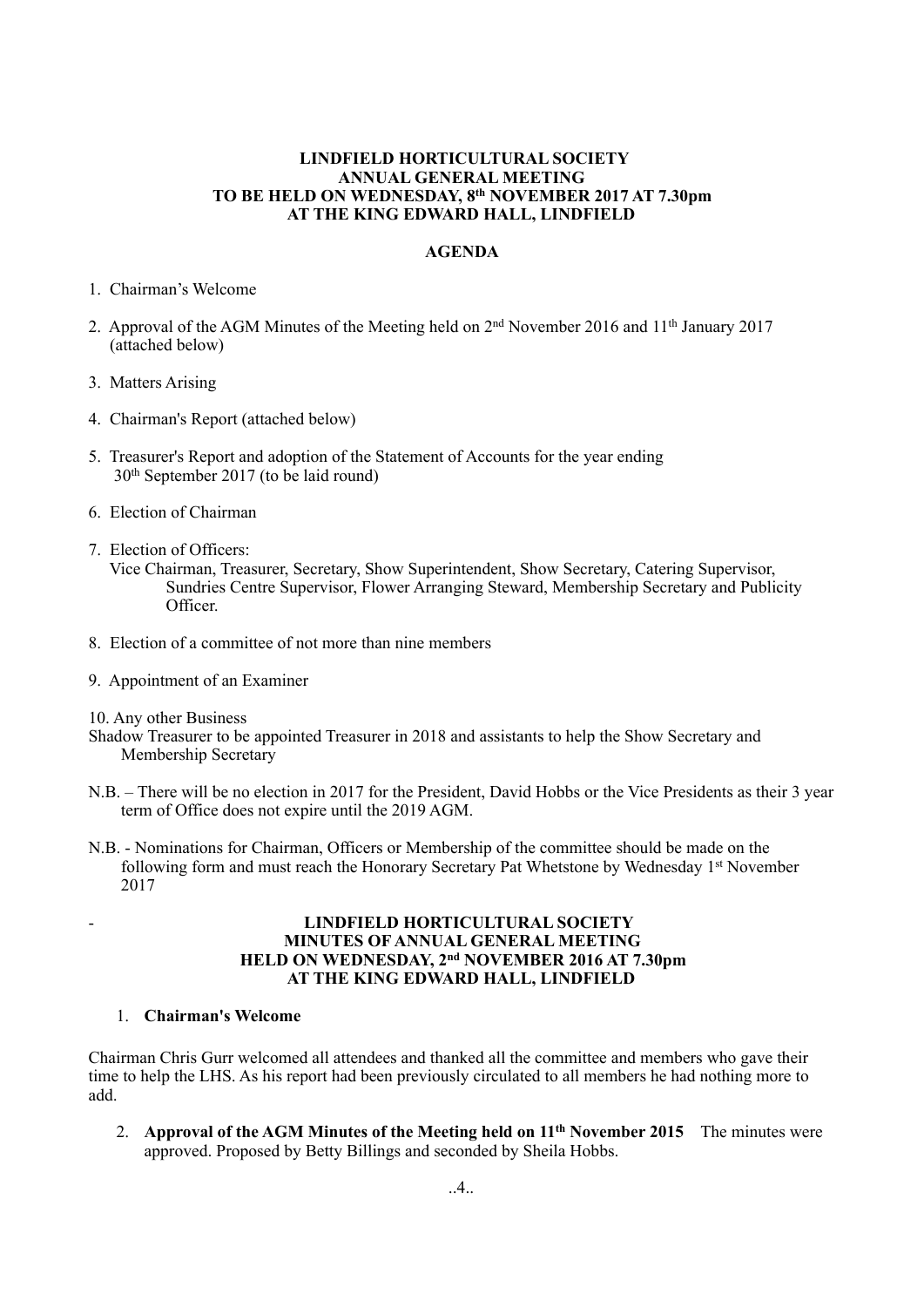**LINDFIELD HORTICULTURAL SOCIETY**
**ANNUAL GENERAL MEETING**
**TO BE HELD ON WEDNESDAY, 8th NOVEMBER 2017 AT 7.30pm**
**AT THE KING EDWARD HALL, LINDFIELD**

**AGENDA**

1. Chairman's Welcome

2. Approval of the AGM Minutes of the Meeting held on 2nd November 2016 and 11th January 2017 (attached below)

3. Matters Arising

4. Chairman's Report (attached below)

5. Treasurer's Report and adoption of the Statement of Accounts for the year ending 30th September 2017 (to be laid round)

6. Election of Chairman

7. Election of Officers:
   Vice Chairman, Treasurer, Secretary, Show Superintendent, Show Secretary, Catering Supervisor, Sundries Centre Supervisor, Flower Arranging Steward, Membership Secretary and Publicity Officer.

8. Election of a committee of not more than nine members

9. Appointment of an Examiner

10. Any other Business

Shadow Treasurer to be appointed Treasurer in 2018 and assistants to help the Show Secretary and Membership Secretary

N.B. – There will be no election in 2017 for the President, David Hobbs or the Vice Presidents as their 3 year term of Office does not expire until the 2019 AGM.

N.B. - Nominations for Chairman, Officers or Membership of the committee should be made on the following form and must reach the Honorary Secretary Pat Whetstone by Wednesday 1st November 2017

-

**LINDFIELD HORTICULTURAL SOCIETY**
**MINUTES OF ANNUAL GENERAL MEETING**
**HELD ON WEDNESDAY, 2nd NOVEMBER 2016 AT 7.30pm**
**AT THE KING EDWARD HALL, LINDFIELD**

1. **Chairman's Welcome**

Chairman Chris Gurr welcomed all attendees and thanked all the committee and members who gave their time to help the LHS. As his report had been previously circulated to all members he had nothing more to add.

2. **Approval of the AGM Minutes of the Meeting held on 11th November 2015** The minutes were approved. Proposed by Betty Billings and seconded by Sheila Hobbs.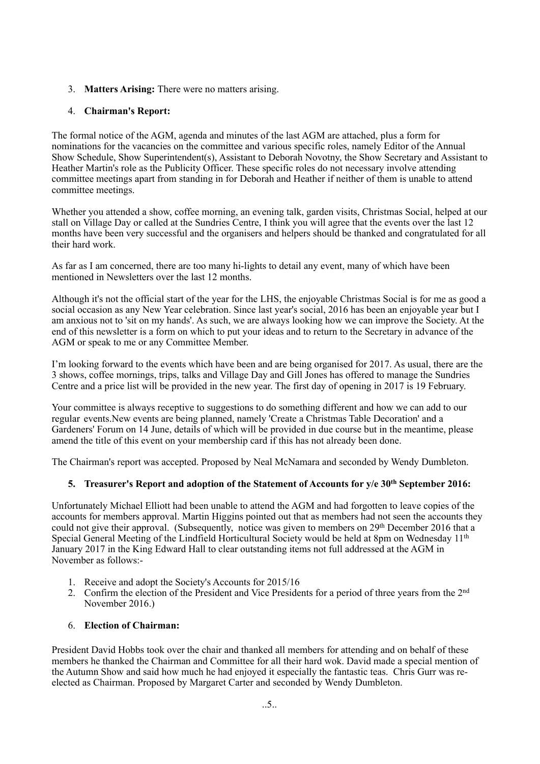3. **Matters Arising:** There were no matters arising.

4. **Chairman's Report:**

The formal notice of the AGM, agenda and minutes of the last AGM are attached, plus a form for nominations for the vacancies on the committee and various specific roles, namely Editor of the Annual Show Schedule, Show Superintendent(s), Assistant to Deborah Novotny, the Show Secretary and Assistant to Heather Martin's role as the Publicity Officer. These specific roles do not necessary involve attending committee meetings apart from standing in for Deborah and Heather if neither of them is unable to attend committee meetings.

Whether you attended a show, coffee morning, an evening talk, garden visits, Christmas Social, helped at our stall on Village Day or called at the Sundries Centre, I think you will agree that the events over the last 12 months have been very successful and the organisers and helpers should be thanked and congratulated for all their hard work.

As far as I am concerned, there are too many hi-lights to detail any event, many of which have been mentioned in Newsletters over the last 12 months.

Although it's not the official start of the year for the LHS, the enjoyable Christmas Social is for me as good a social occasion as any New Year celebration. Since last year's social, 2016 has been an enjoyable year but I am anxious not to 'sit on my hands'. As such, we are always looking how we can improve the Society. At the end of this newsletter is a form on which to put your ideas and to return to the Secretary in advance of the AGM or speak to me or any Committee Member.

I'm looking forward to the events which have been and are being organised for 2017. As usual, there are the 3 shows, coffee mornings, trips, talks and Village Day and Gill Jones has offered to manage the Sundries Centre and a price list will be provided in the new year. The first day of opening in 2017 is 19 February.

Your committee is always receptive to suggestions to do something different and how we can add to our regular events.New events are being planned, namely 'Create a Christmas Table Decoration' and a Gardeners' Forum on 14 June, details of which will be provided in due course but in the meantime, please amend the title of this event on your membership card if this has not already been done.

The Chairman's report was accepted. Proposed by Neal McNamara and seconded by Wendy Dumbleton.

5. **Treasurer's Report and adoption of the Statement of Accounts for y/e 30th September 2016:**

Unfortunately Michael Elliott had been unable to attend the AGM and had forgotten to leave copies of the accounts for members approval. Martin Higgins pointed out that as members had not seen the accounts they could not give their approval. (Subsequently, notice was given to members on 29th December 2016 that a Special General Meeting of the Lindfield Horticultural Society would be held at 8pm on Wednesday 11th January 2017 in the King Edward Hall to clear outstanding items not full addressed at the AGM in November as follows:-

1. Receive and adopt the Society's Accounts for 2015/16
2. Confirm the election of the President and Vice Presidents for a period of three years from the 2nd November 2016.)

6. **Election of Chairman:**

President David Hobbs took over the chair and thanked all members for attending and on behalf of these members he thanked the Chairman and Committee for all their hard wok. David made a special mention of the Autumn Show and said how much he had enjoyed it especially the fantastic teas. Chris Gurr was re-elected as Chairman. Proposed by Margaret Carter and seconded by Wendy Dumbleton.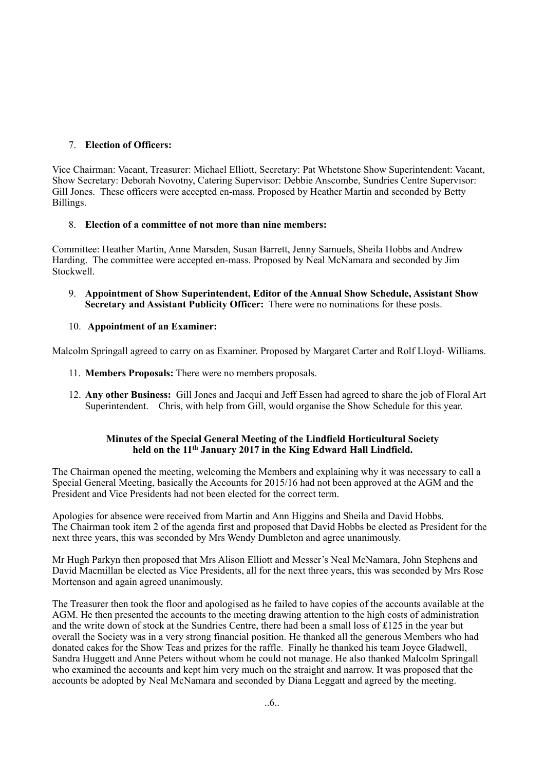7. **Election of Officers:**

Vice Chairman: Vacant, Treasurer: Michael Elliott, Secretary: Pat Whetstone Show Superintendent: Vacant, Show Secretary: Deborah Novotny, Catering Supervisor: Debbie Anscombe, Sundries Centre Supervisor: Gill Jones. These officers were accepted en-mass. Proposed by Heather Martin and seconded by Betty Billings.

8. **Election of a committee of not more than nine members:**

Committee: Heather Martin, Anne Marsden, Susan Barrett, Jenny Samuels, Sheila Hobbs and Andrew Harding. The committee were accepted en-mass. Proposed by Neal McNamara and seconded by Jim Stockwell.

9. **Appointment of Show Superintendent, Editor of the Annual Show Schedule, Assistant Show Secretary and Assistant Publicity Officer:** There were no nominations for these posts.

10. **Appointment of an Examiner:**

Malcolm Springall agreed to carry on as Examiner. Proposed by Margaret Carter and Rolf Lloyd- Williams.

11. **Members Proposals:** There were no members proposals.

12. **Any other Business:** Gill Jones and Jacqui and Jeff Essen had agreed to share the job of Floral Art Superintendent. Chris, with help from Gill, would organise the Show Schedule for this year.

**Minutes of the Special General Meeting of the Lindfield Horticultural Society held on the 11th January 2017 in the King Edward Hall Lindfield.**

The Chairman opened the meeting, welcoming the Members and explaining why it was necessary to call a Special General Meeting, basically the Accounts for 2015/16 had not been approved at the AGM and the President and Vice Presidents had not been elected for the correct term.

Apologies for absence were received from Martin and Ann Higgins and Sheila and David Hobbs. The Chairman took item 2 of the agenda first and proposed that David Hobbs be elected as President for the next three years, this was seconded by Mrs Wendy Dumbleton and agree unanimously.

Mr Hugh Parkyn then proposed that Mrs Alison Elliott and Messer's Neal McNamara, John Stephens and David Macmillan be elected as Vice Presidents, all for the next three years, this was seconded by Mrs Rose Mortenson and again agreed unanimously.

The Treasurer then took the floor and apologised as he failed to have copies of the accounts available at the AGM. He then presented the accounts to the meeting drawing attention to the high costs of administration and the write down of stock at the Sundries Centre, there had been a small loss of £125 in the year but overall the Society was in a very strong financial position. He thanked all the generous Members who had donated cakes for the Show Teas and prizes for the raffle. Finally he thanked his team Joyce Gladwell, Sandra Huggett and Anne Peters without whom he could not manage. He also thanked Malcolm Springall who examined the accounts and kept him very much on the straight and narrow. It was proposed that the accounts be adopted by Neal McNamara and seconded by Diana Leggatt and agreed by the meeting.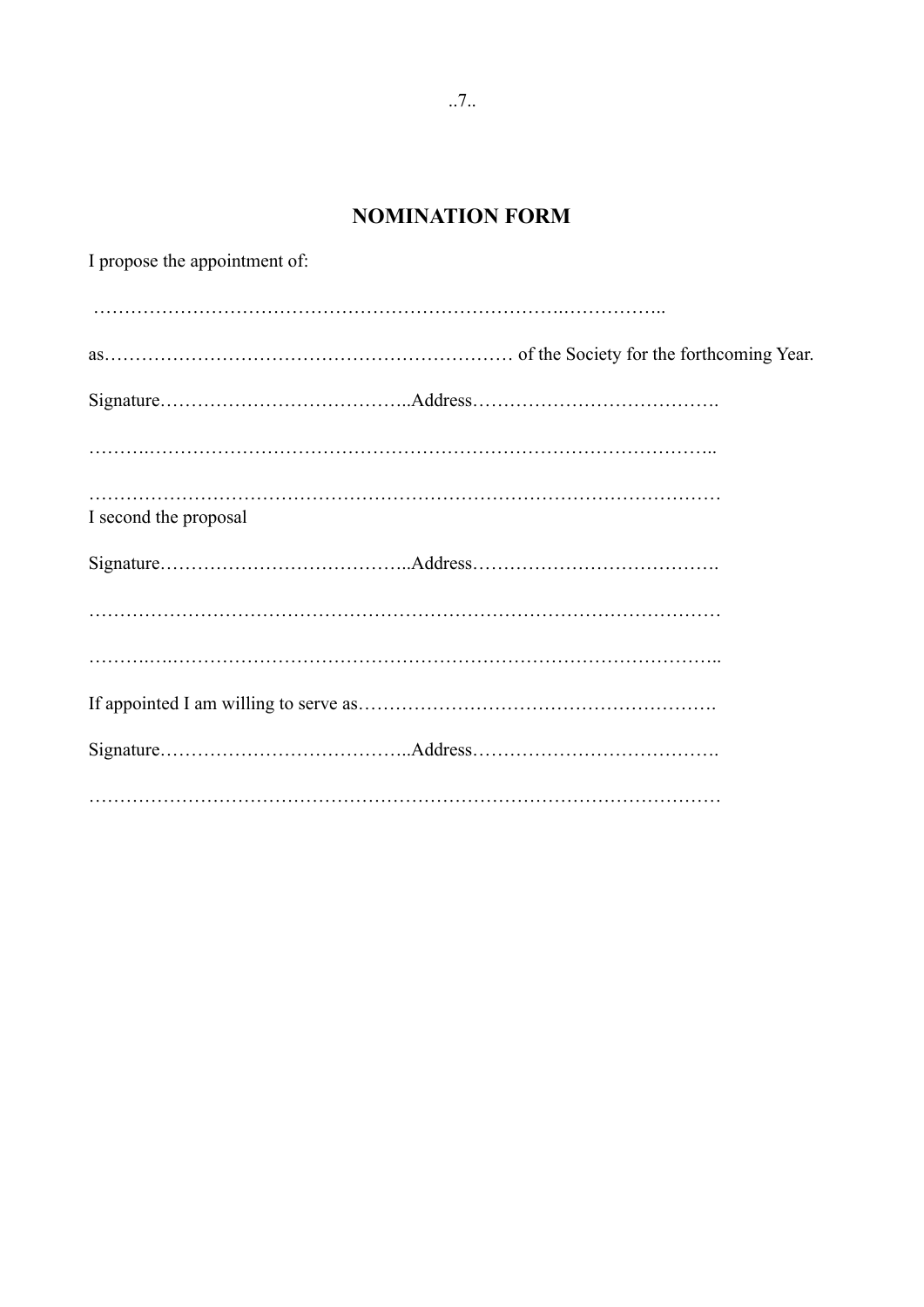# NOMINATION FORM

I propose the appointment of:

………………………………………………………………….……………..

as……………………………………………………… of the Society for the forthcoming Year.

Signature…………………………………..Address………………………………….

……….…………………………………………………………………………………..

………………………………………………………………………………………
I second the proposal

Signature…………………………………..Address………………………………….

………………………………………………………………………………………

……….….………………………………………………………………………………..

If appointed I am willing to serve as………………………………………………….

Signature…………………………………..Address………………………………….

………………………………………………………………………………………